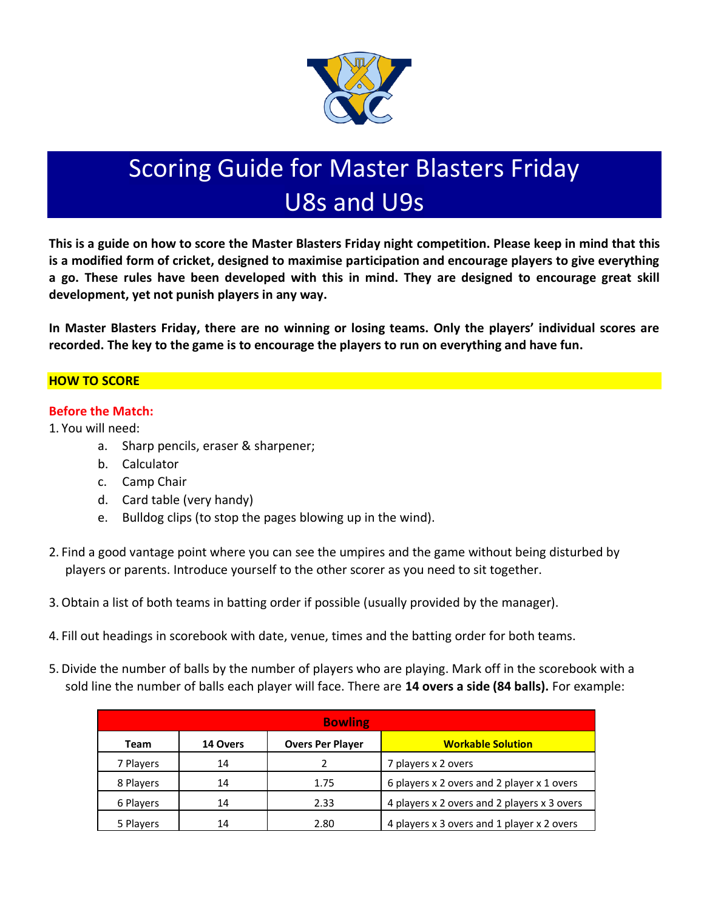# Scoring Guide for Master Blasters Friday U8s and U9s

**This is a guide on how to score the Master Blasters Friday night competition. Please keep in mind that this is a modified form of cricket, designed to maximise participation and encourage players to give everything a go. These rules have been developed with this in mind. They are designed to encourage great skill development, yet not punish players in any way.**

**In Master Blasters Friday, there are no winning or losing teams. Only the players' individual scores are recorded. The key to the game is to encourage the players to run on everything and have fun.**

## HOW TO SCORE

### Before the Match:

1. You will need:
   a. Sharp pencils, eraser & sharpener;
   b. Calculator
   c. Camp Chair
   d. Card table (very handy)
   e. Bulldog clips (to stop the pages blowing up in the wind).

2. Find a good vantage point where you can see the umpires and the game without being disturbed by players or parents. Introduce yourself to the other scorer as you need to sit together.

3. Obtain a list of both teams in batting order if possible (usually provided by the manager).

4. Fill out headings in scorebook with date, venue, times and the batting order for both teams.

5. Divide the number of balls by the number of players who are playing. Mark off in the scorebook with a sold line the number of balls each player will face. There are **14 overs a side (84 balls).** For example:

| Bowling | | | |
|---|---|---|---|
| **Team** | **14 Overs** | **Overs Per Player** | **Workable Solution** |
| 7 Players | 14 | 2 | 7 players x 2 overs |
| 8 Players | 14 | 1.75 | 6 players x 2 overs and 2 player x 1 overs |
| 6 Players | 14 | 2.33 | 4 players x 2 overs and 2 players x 3 overs |
| 5 Players | 14 | 2.80 | 4 players x 3 overs and 1 player x 2 overs |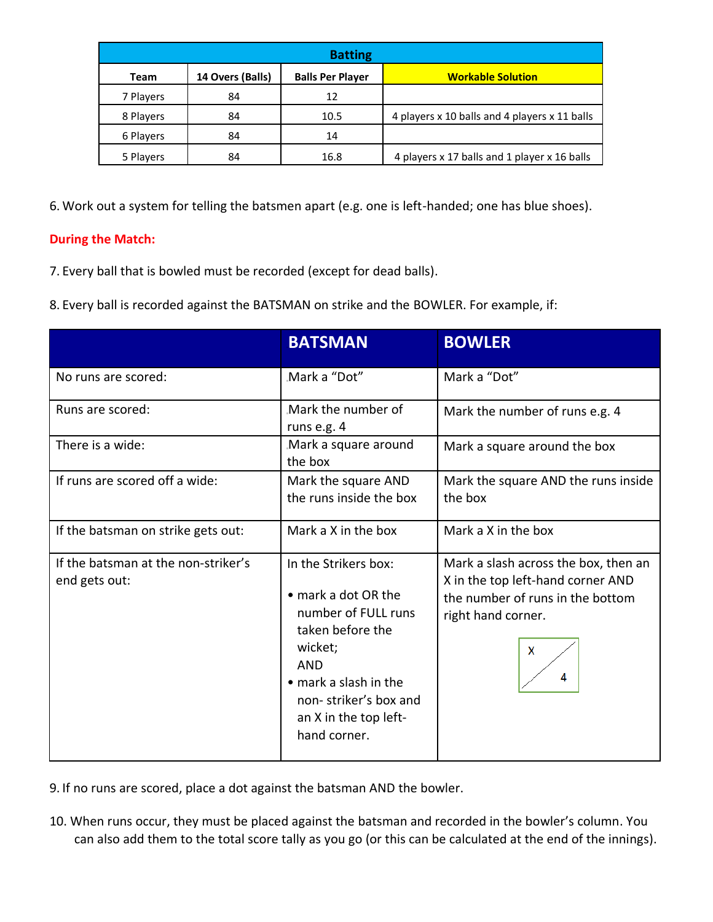| Batting | | | |
| --- | --- | --- | --- |
| **Team** | **14 Overs (Balls)** | **Balls Per Player** | **Workable Solution** |
| 7 Players | 84 | 12 | |
| 8 Players | 84 | 10.5 | 4 players x 10 balls and 4 players x 11 balls |
| 6 Players | 84 | 14 | |
| 5 Players | 84 | 16.8 | 4 players x 17 balls and 1 player x 16 balls |

6. Work out a system for telling the batsmen apart (e.g. one is left-handed; one has blue shoes).

**During the Match:**

7. Every ball that is bowled must be recorded (except for dead balls).

8. Every ball is recorded against the BATSMAN on strike and the BOWLER. For example, if:

| | **BATSMAN** | **BOWLER** |
| --- | --- | --- |
| No runs are scored: | Mark a "Dot" | Mark a "Dot" |
| Runs are scored: | Mark the number of runs e.g. 4 | Mark the number of runs e.g. 4 |
| There is a wide: | Mark a square around the box | Mark a square around the box |
| If runs are scored off a wide: | Mark the square AND the runs inside the box | Mark the square AND the runs inside the box |
| If the batsman on strike gets out: | Mark a X in the box | Mark a X in the box |
| If the batsman at the non-striker's end gets out: | In the Strikers box: • mark a dot OR the number of FULL runs taken before the wicket; AND • mark a slash in the non- striker's box and an X in the top left-hand corner. | Mark a slash across the box, then an X in the top left-hand corner AND the number of runs in the bottom right hand corner. (X / 4) |

9. If no runs are scored, place a dot against the batsman AND the bowler.

10. When runs occur, they must be placed against the batsman and recorded in the bowler's column. You can also add them to the total score tally as you go (or this can be calculated at the end of the innings).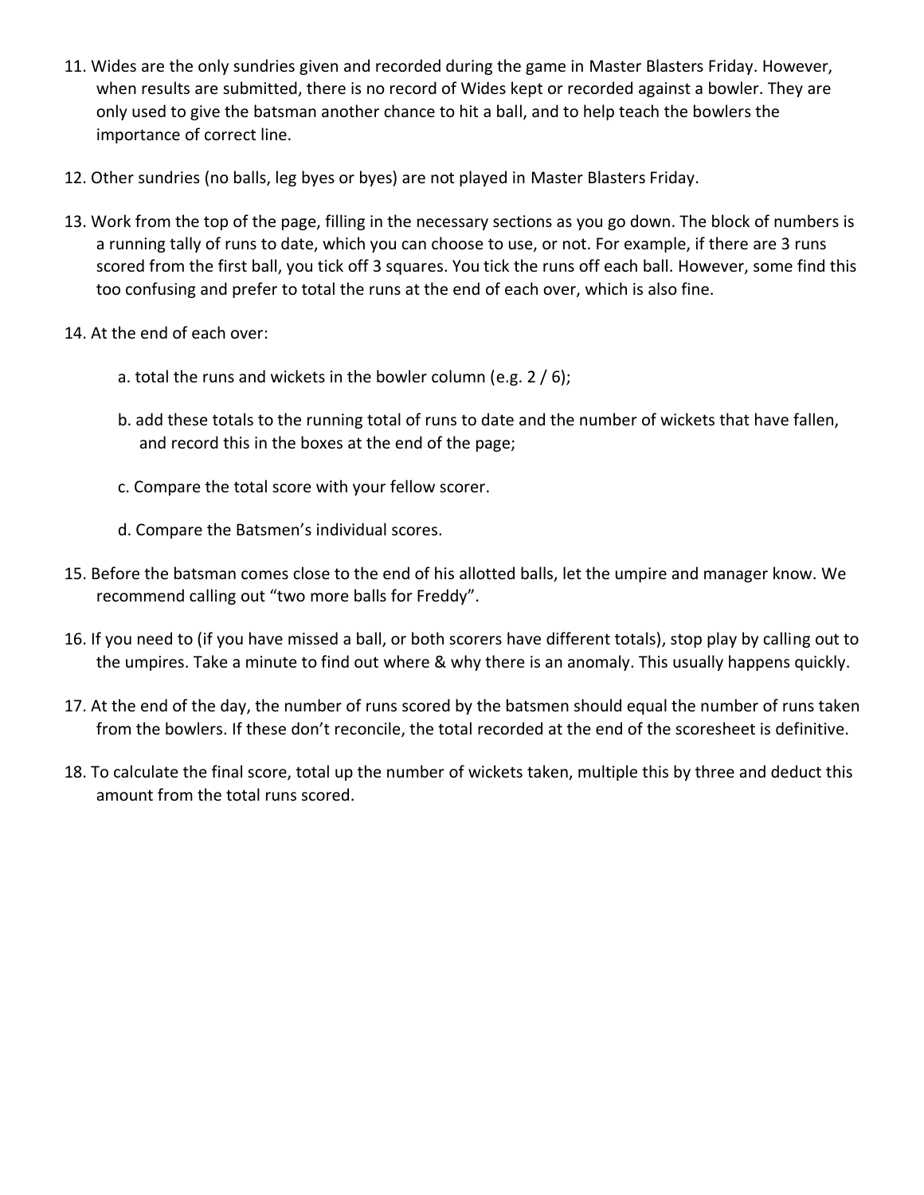11. Wides are the only sundries given and recorded during the game in Master Blasters Friday. However, when results are submitted, there is no record of Wides kept or recorded against a bowler. They are only used to give the batsman another chance to hit a ball, and to help teach the bowlers the importance of correct line.

12. Other sundries (no balls, leg byes or byes) are not played in Master Blasters Friday.

13. Work from the top of the page, filling in the necessary sections as you go down. The block of numbers is a running tally of runs to date, which you can choose to use, or not. For example, if there are 3 runs scored from the first ball, you tick off 3 squares. You tick the runs off each ball. However, some find this too confusing and prefer to total the runs at the end of each over, which is also fine.

14. At the end of each over:

    a. total the runs and wickets in the bowler column (e.g. 2 / 6);

    b. add these totals to the running total of runs to date and the number of wickets that have fallen, and record this in the boxes at the end of the page;

    c. Compare the total score with your fellow scorer.

    d. Compare the Batsmen's individual scores.

15. Before the batsman comes close to the end of his allotted balls, let the umpire and manager know. We recommend calling out "two more balls for Freddy".

16. If you need to (if you have missed a ball, or both scorers have different totals), stop play by calling out to the umpires. Take a minute to find out where & why there is an anomaly. This usually happens quickly.

17. At the end of the day, the number of runs scored by the batsmen should equal the number of runs taken from the bowlers. If these don't reconcile, the total recorded at the end of the scoresheet is definitive.

18. To calculate the final score, total up the number of wickets taken, multiple this by three and deduct this amount from the total runs scored.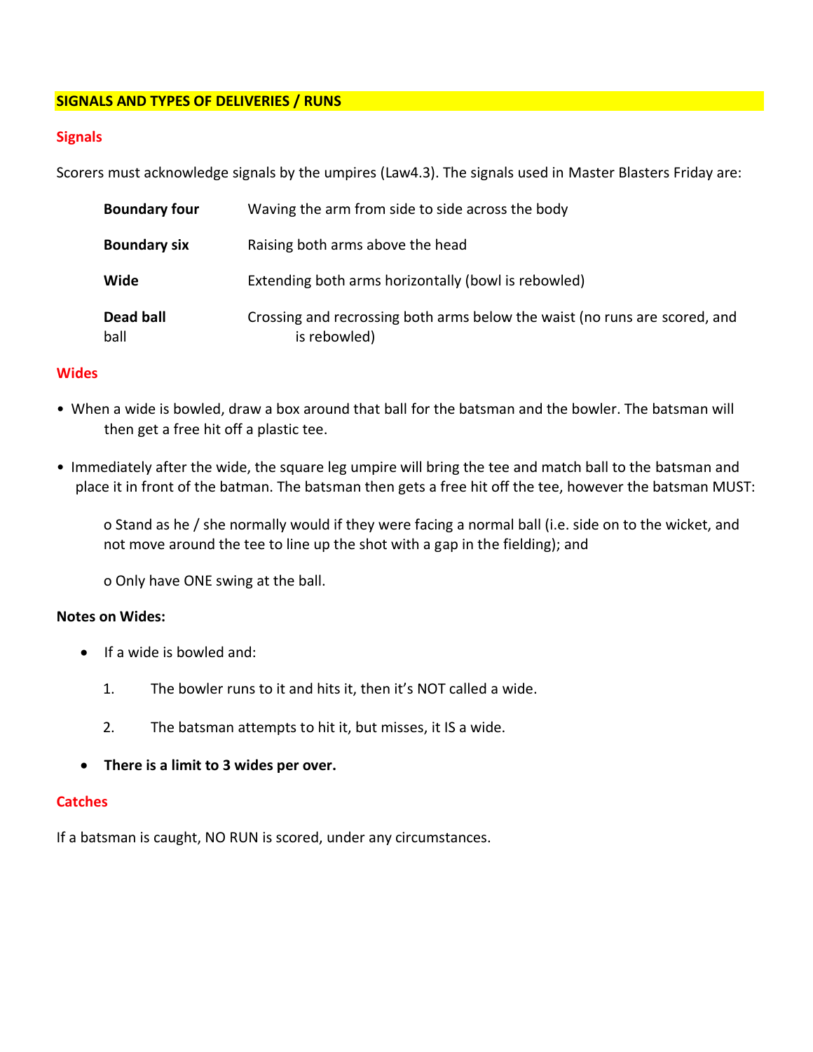## SIGNALS AND TYPES OF DELIVERIES / RUNS

### Signals

Scorers must acknowledge signals by the umpires (Law4.3). The signals used in Master Blasters Friday are:

| | |
|---|---|
| **Boundary four** | Waving the arm from side to side across the body |
| **Boundary six** | Raising both arms above the head |
| **Wide** | Extending both arms horizontally (bowl is rebowled) |
| **Dead ball** ball | Crossing and recrossing both arms below the waist (no runs are scored, and is rebowled) |

### Wides

- When a wide is bowled, draw a box around that ball for the batsman and the bowler. The batsman will then get a free hit off a plastic tee.
- Immediately after the wide, the square leg umpire will bring the tee and match ball to the batsman and place it in front of the batman. The batsman then gets a free hit off the tee, however the batsman MUST:
  - Stand as he / she normally would if they were facing a normal ball (i.e. side on to the wicket, and not move around the tee to line up the shot with a gap in the fielding); and
  - Only have ONE swing at the ball.

**Notes on Wides:**

- If a wide is bowled and:
  1. The bowler runs to it and hits it, then it's NOT called a wide.
  2. The batsman attempts to hit it, but misses, it IS a wide.
- **There is a limit to 3 wides per over.**

### Catches

If a batsman is caught, NO RUN is scored, under any circumstances.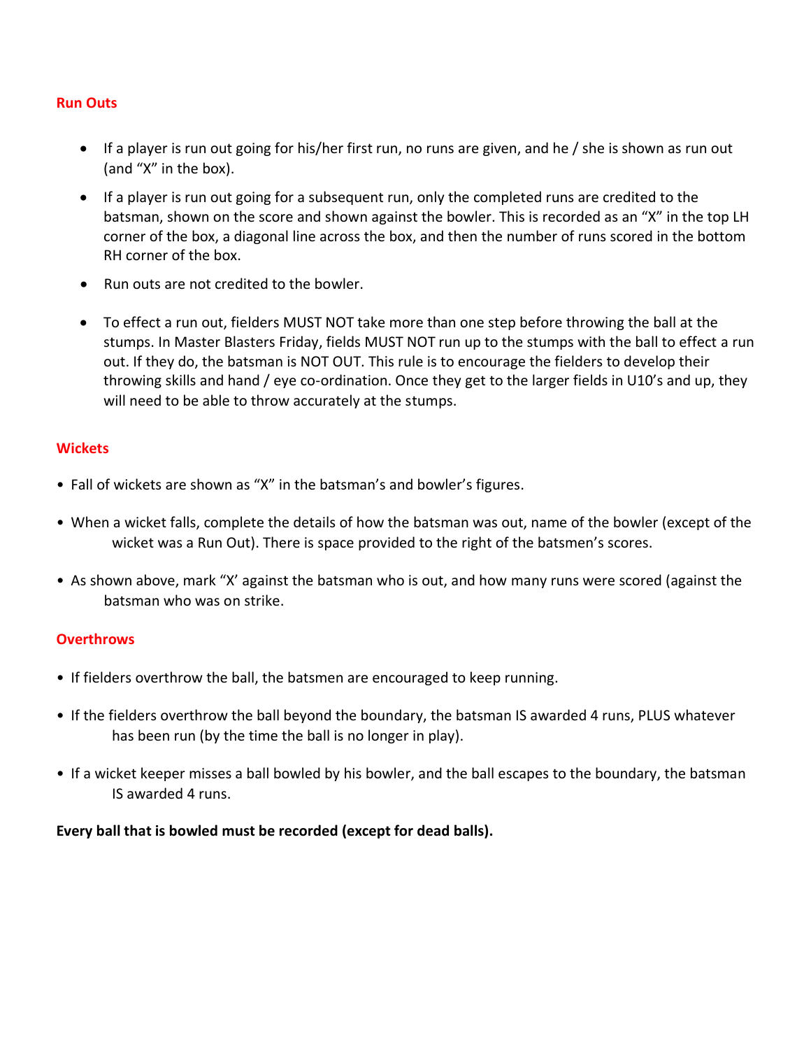## Run Outs

- If a player is run out going for his/her first run, no runs are given, and he / she is shown as run out (and "X" in the box).
- If a player is run out going for a subsequent run, only the completed runs are credited to the batsman, shown on the score and shown against the bowler. This is recorded as an "X" in the top LH corner of the box, a diagonal line across the box, and then the number of runs scored in the bottom RH corner of the box.
- Run outs are not credited to the bowler.
- To effect a run out, fielders MUST NOT take more than one step before throwing the ball at the stumps. In Master Blasters Friday, fields MUST NOT run up to the stumps with the ball to effect a run out. If they do, the batsman is NOT OUT. This rule is to encourage the fielders to develop their throwing skills and hand / eye co-ordination. Once they get to the larger fields in U10's and up, they will need to be able to throw accurately at the stumps.

## Wickets

- Fall of wickets are shown as "X" in the batsman's and bowler's figures.
- When a wicket falls, complete the details of how the batsman was out, name of the bowler (except of the wicket was a Run Out). There is space provided to the right of the batsmen's scores.
- As shown above, mark "X' against the batsman who is out, and how many runs were scored (against the batsman who was on strike.

## Overthrows

- If fielders overthrow the ball, the batsmen are encouraged to keep running.
- If the fielders overthrow the ball beyond the boundary, the batsman IS awarded 4 runs, PLUS whatever has been run (by the time the ball is no longer in play).
- If a wicket keeper misses a ball bowled by his bowler, and the ball escapes to the boundary, the batsman IS awarded 4 runs.

**Every ball that is bowled must be recorded (except for dead balls).**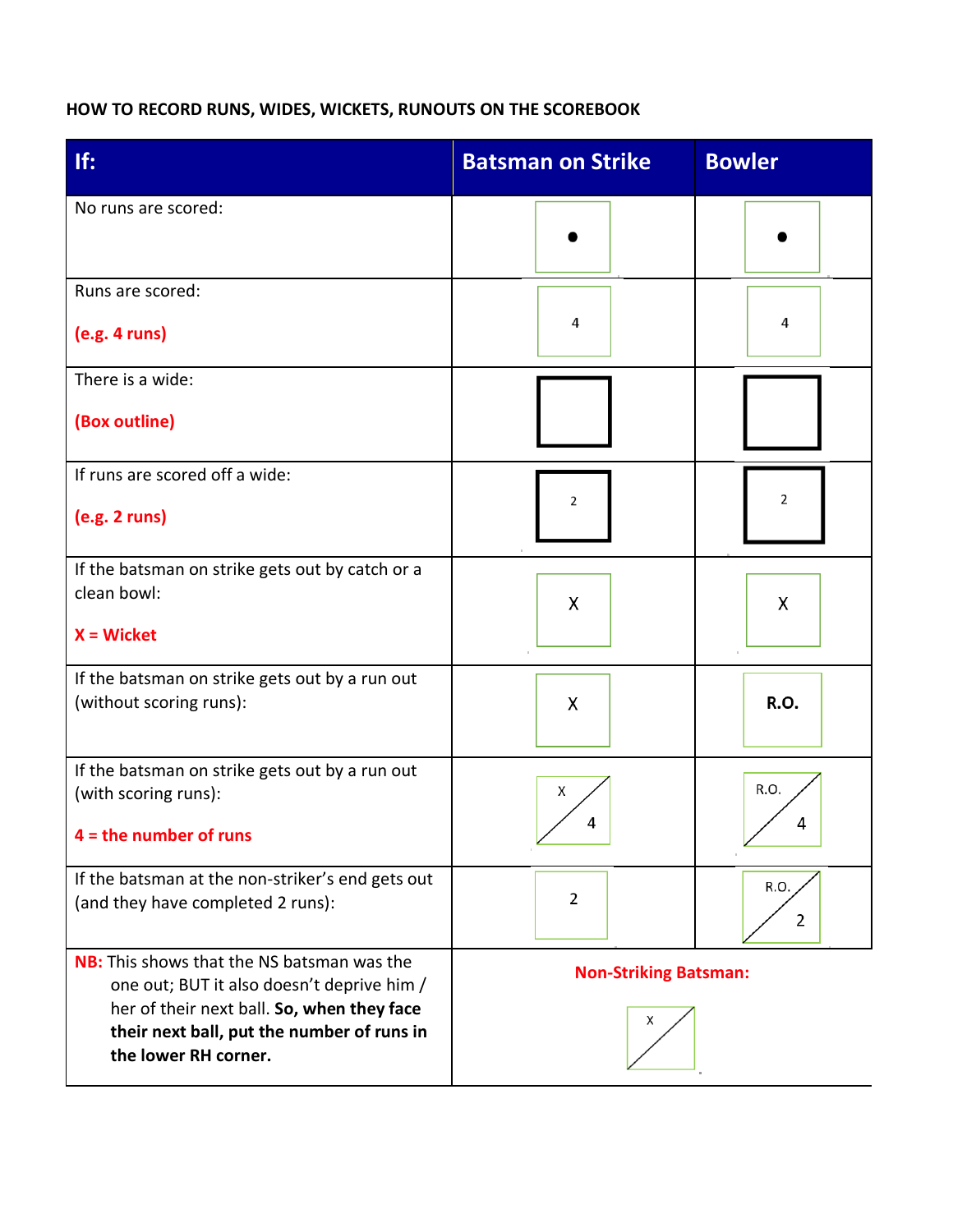**HOW TO RECORD RUNS, WIDES, WICKETS, RUNOUTS ON THE SCOREBOOK**

| If: | Batsman on Strike | Bowler |
|---|---|---|
| No runs are scored: | • | • |
| Runs are scored: **(e.g. 4 runs)** | 4 | 4 |
| There is a wide: **(Box outline)** | (box outline) | (box outline) |
| If runs are scored off a wide: **(e.g. 2 runs)** | 2 (box outline) | 2 (box outline) |
| If the batsman on strike gets out by catch or a clean bowl: **X = Wicket** | X | X |
| If the batsman on strike gets out by a run out (without scoring runs): | X | **R.O.** |
| If the batsman on strike gets out by a run out (with scoring runs): **4 = the number of runs** | X / 4 | R.O. / 4 |
| If the batsman at the non-striker's end gets out (and they have completed 2 runs): | 2 | R.O. / 2 |
| **NB:** This shows that the NS batsman was the one out; BUT it also doesn't deprive him / her of their next ball. **So, when they face their next ball, put the number of runs in the lower RH corner.** | **Non-Striking Batsman:** X / | |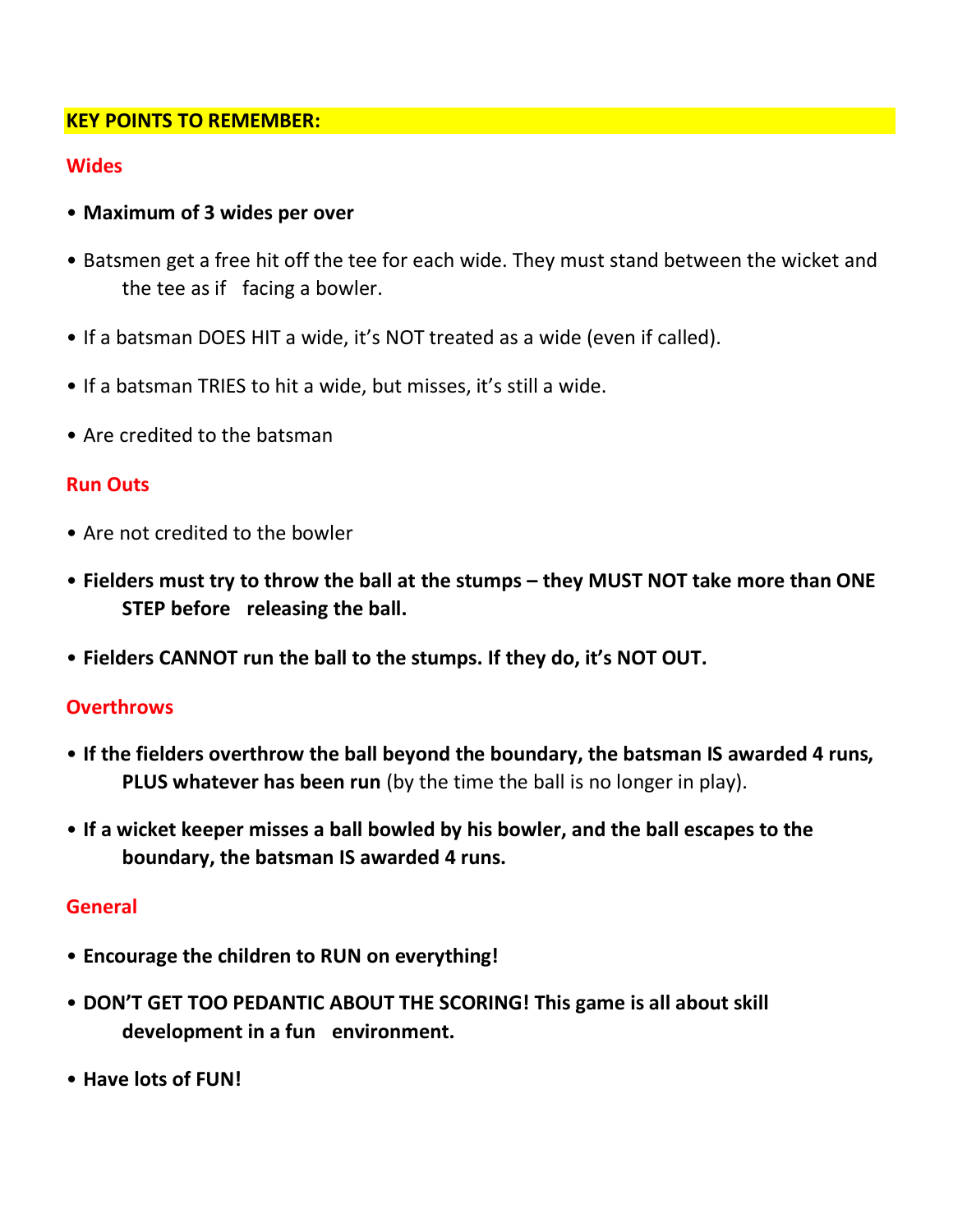**KEY POINTS TO REMEMBER:**

### Wides

- **Maximum of 3 wides per over**
- Batsmen get a free hit off the tee for each wide. They must stand between the wicket and the tee as if facing a bowler.
- If a batsman DOES HIT a wide, it's NOT treated as a wide (even if called).
- If a batsman TRIES to hit a wide, but misses, it's still a wide.
- Are credited to the batsman

### Run Outs

- Are not credited to the bowler
- **Fielders must try to throw the ball at the stumps – they MUST NOT take more than ONE STEP before releasing the ball.**
- **Fielders CANNOT run the ball to the stumps. If they do, it's NOT OUT.**

### Overthrows

- **If the fielders overthrow the ball beyond the boundary, the batsman IS awarded 4 runs, PLUS whatever has been run** (by the time the ball is no longer in play).
- **If a wicket keeper misses a ball bowled by his bowler, and the ball escapes to the boundary, the batsman IS awarded 4 runs.**

### General

- **Encourage the children to RUN on everything!**
- **DON'T GET TOO PEDANTIC ABOUT THE SCORING! This game is all about skill development in a fun environment.**
- **Have lots of FUN!**